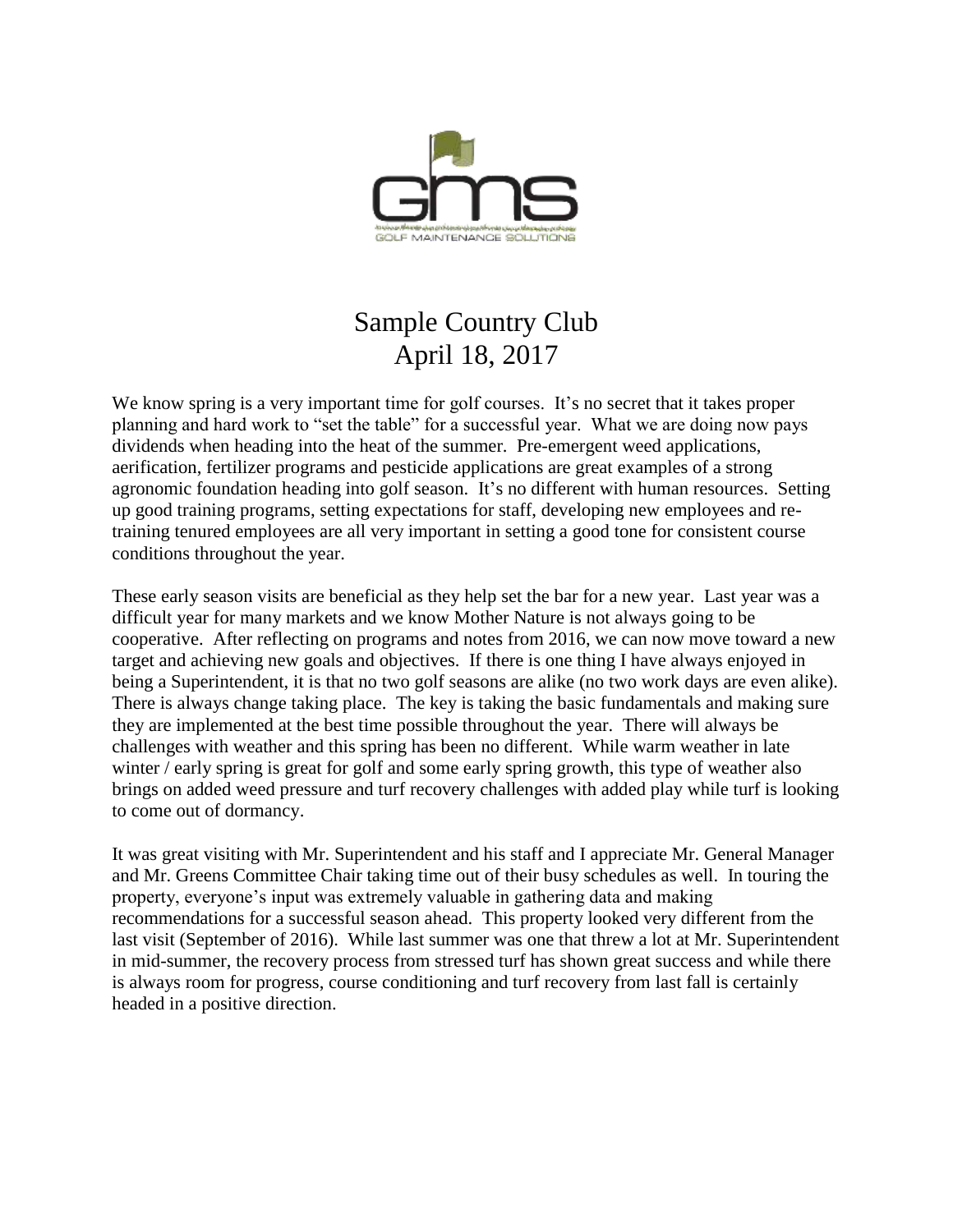# Sample Country Club
## April 18, 2017

We know spring is a very important time for golf courses. It's no secret that it takes proper planning and hard work to "set the table" for a successful year. What we are doing now pays dividends when heading into the heat of the summer. Pre-emergent weed applications, aerification, fertilizer programs and pesticide applications are great examples of a strong agronomic foundation heading into golf season. It's no different with human resources. Setting up good training programs, setting expectations for staff, developing new employees and re-training tenured employees are all very important in setting a good tone for consistent course conditions throughout the year.

These early season visits are beneficial as they help set the bar for a new year. Last year was a difficult year for many markets and we know Mother Nature is not always going to be cooperative. After reflecting on programs and notes from 2016, we can now move toward a new target and achieving new goals and objectives. If there is one thing I have always enjoyed in being a Superintendent, it is that no two golf seasons are alike (no two work days are even alike). There is always change taking place. The key is taking the basic fundamentals and making sure they are implemented at the best time possible throughout the year. There will always be challenges with weather and this spring has been no different. While warm weather in late winter / early spring is great for golf and some early spring growth, this type of weather also brings on added weed pressure and turf recovery challenges with added play while turf is looking to come out of dormancy.

It was great visiting with Mr. Superintendent and his staff and I appreciate Mr. General Manager and Mr. Greens Committee Chair taking time out of their busy schedules as well. In touring the property, everyone's input was extremely valuable in gathering data and making recommendations for a successful season ahead. This property looked very different from the last visit (September of 2016). While last summer was one that threw a lot at Mr. Superintendent in mid-summer, the recovery process from stressed turf has shown great success and while there is always room for progress, course conditioning and turf recovery from last fall is certainly headed in a positive direction.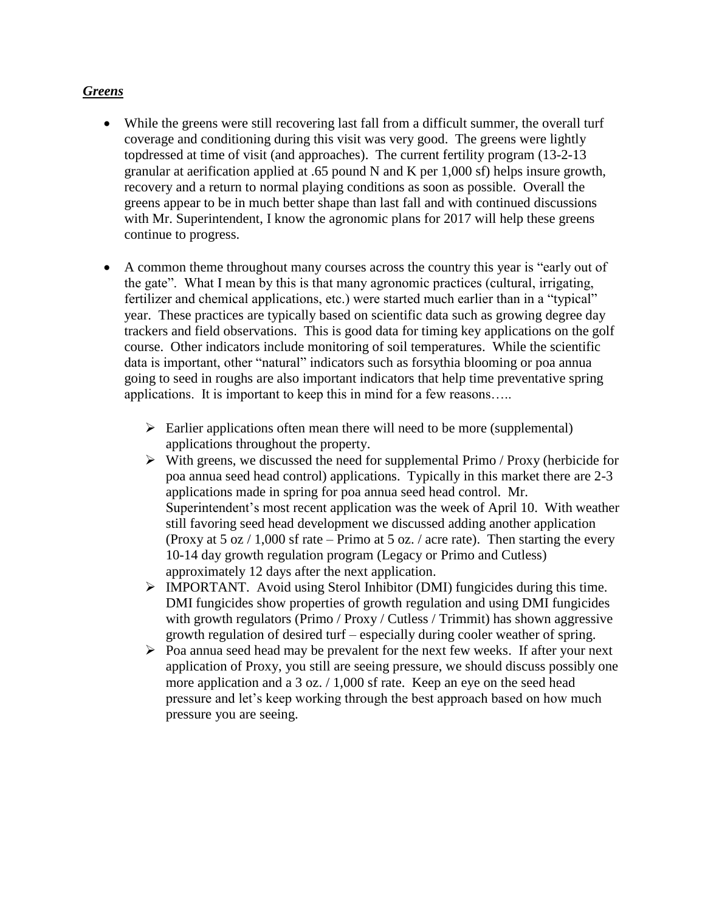## ***Greens***

- While the greens were still recovering last fall from a difficult summer, the overall turf coverage and conditioning during this visit was very good. The greens were lightly topdressed at time of visit (and approaches). The current fertility program (13-2-13 granular at aerification applied at .65 pound N and K per 1,000 sf) helps insure growth, recovery and a return to normal playing conditions as soon as possible. Overall the greens appear to be in much better shape than last fall and with continued discussions with Mr. Superintendent, I know the agronomic plans for 2017 will help these greens continue to progress.

- A common theme throughout many courses across the country this year is "early out of the gate". What I mean by this is that many agronomic practices (cultural, irrigating, fertilizer and chemical applications, etc.) were started much earlier than in a "typical" year. These practices are typically based on scientific data such as growing degree day trackers and field observations. This is good data for timing key applications on the golf course. Other indicators include monitoring of soil temperatures. While the scientific data is important, other "natural" indicators such as forsythia blooming or poa annua going to seed in roughs are also important indicators that help time preventative spring applications. It is important to keep this in mind for a few reasons…..

  - Earlier applications often mean there will need to be more (supplemental) applications throughout the property.
  - With greens, we discussed the need for supplemental Primo / Proxy (herbicide for poa annua seed head control) applications. Typically in this market there are 2-3 applications made in spring for poa annua seed head control. Mr. Superintendent's most recent application was the week of April 10. With weather still favoring seed head development we discussed adding another application (Proxy at 5 oz / 1,000 sf rate – Primo at 5 oz. / acre rate). Then starting the every 10-14 day growth regulation program (Legacy or Primo and Cutless) approximately 12 days after the next application.
  - IMPORTANT. Avoid using Sterol Inhibitor (DMI) fungicides during this time. DMI fungicides show properties of growth regulation and using DMI fungicides with growth regulators (Primo / Proxy / Cutless / Trimmit) has shown aggressive growth regulation of desired turf – especially during cooler weather of spring.
  - Poa annua seed head may be prevalent for the next few weeks. If after your next application of Proxy, you still are seeing pressure, we should discuss possibly one more application and a 3 oz. / 1,000 sf rate. Keep an eye on the seed head pressure and let's keep working through the best approach based on how much pressure you are seeing.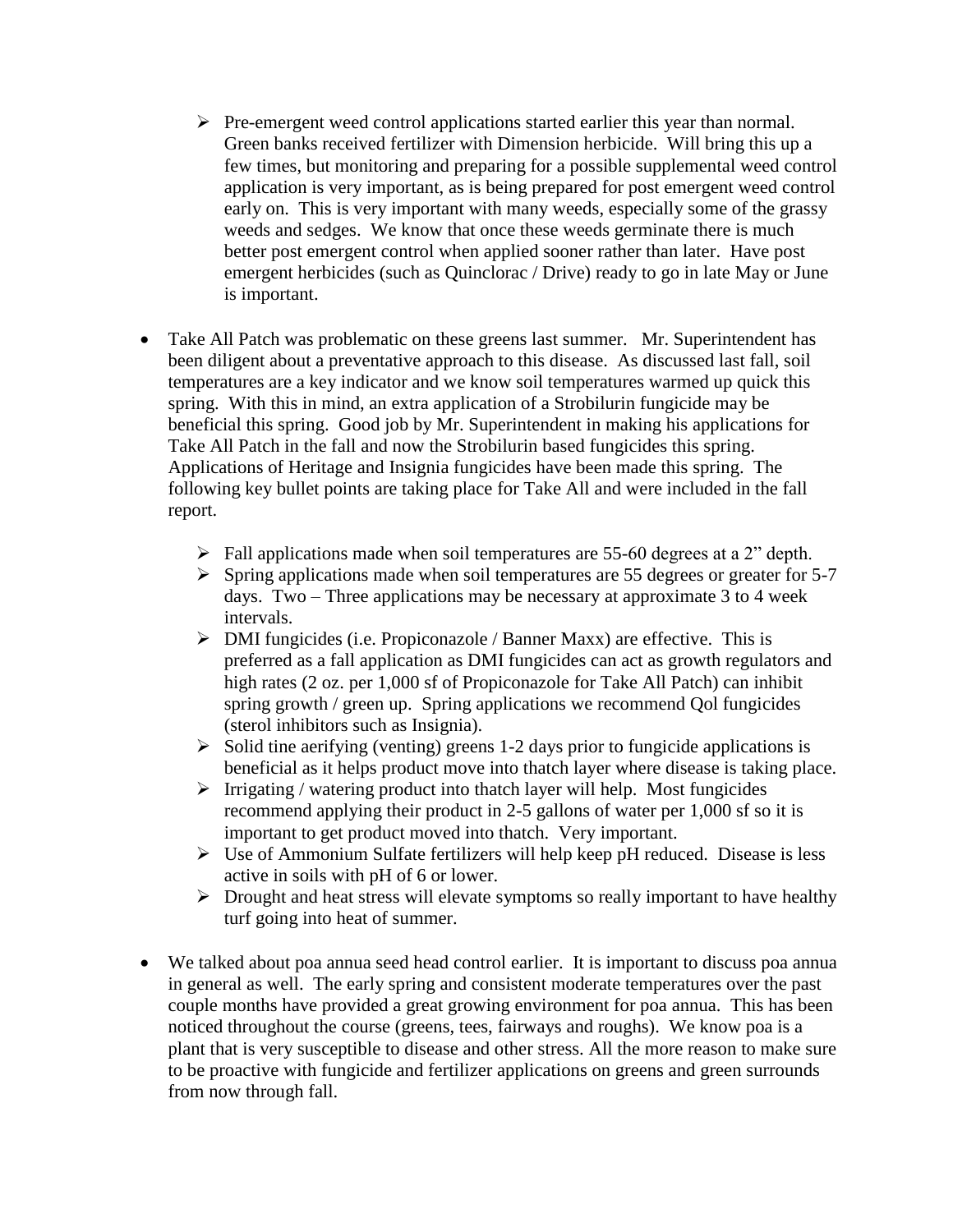- Pre-emergent weed control applications started earlier this year than normal. Green banks received fertilizer with Dimension herbicide. Will bring this up a few times, but monitoring and preparing for a possible supplemental weed control application is very important, as is being prepared for post emergent weed control early on. This is very important with many weeds, especially some of the grassy weeds and sedges. We know that once these weeds germinate there is much better post emergent control when applied sooner rather than later. Have post emergent herbicides (such as Quinclorac / Drive) ready to go in late May or June is important.

- Take All Patch was problematic on these greens last summer. Mr. Superintendent has been diligent about a preventative approach to this disease. As discussed last fall, soil temperatures are a key indicator and we know soil temperatures warmed up quick this spring. With this in mind, an extra application of a Strobilurin fungicide may be beneficial this spring. Good job by Mr. Superintendent in making his applications for Take All Patch in the fall and now the Strobilurin based fungicides this spring. Applications of Heritage and Insignia fungicides have been made this spring. The following key bullet points are taking place for Take All and were included in the fall report.

   - Fall applications made when soil temperatures are 55-60 degrees at a 2" depth.
   - Spring applications made when soil temperatures are 55 degrees or greater for 5-7 days. Two – Three applications may be necessary at approximate 3 to 4 week intervals.
   - DMI fungicides (i.e. Propiconazole / Banner Maxx) are effective. This is preferred as a fall application as DMI fungicides can act as growth regulators and high rates (2 oz. per 1,000 sf of Propiconazole for Take All Patch) can inhibit spring growth / green up. Spring applications we recommend Qol fungicides (sterol inhibitors such as Insignia).
   - Solid tine aerifying (venting) greens 1-2 days prior to fungicide applications is beneficial as it helps product move into thatch layer where disease is taking place.
   - Irrigating / watering product into thatch layer will help. Most fungicides recommend applying their product in 2-5 gallons of water per 1,000 sf so it is important to get product moved into thatch. Very important.
   - Use of Ammonium Sulfate fertilizers will help keep pH reduced. Disease is less active in soils with pH of 6 or lower.
   - Drought and heat stress will elevate symptoms so really important to have healthy turf going into heat of summer.

- We talked about poa annua seed head control earlier. It is important to discuss poa annua in general as well. The early spring and consistent moderate temperatures over the past couple months have provided a great growing environment for poa annua. This has been noticed throughout the course (greens, tees, fairways and roughs). We know poa is a plant that is very susceptible to disease and other stress. All the more reason to make sure to be proactive with fungicide and fertilizer applications on greens and green surrounds from now through fall.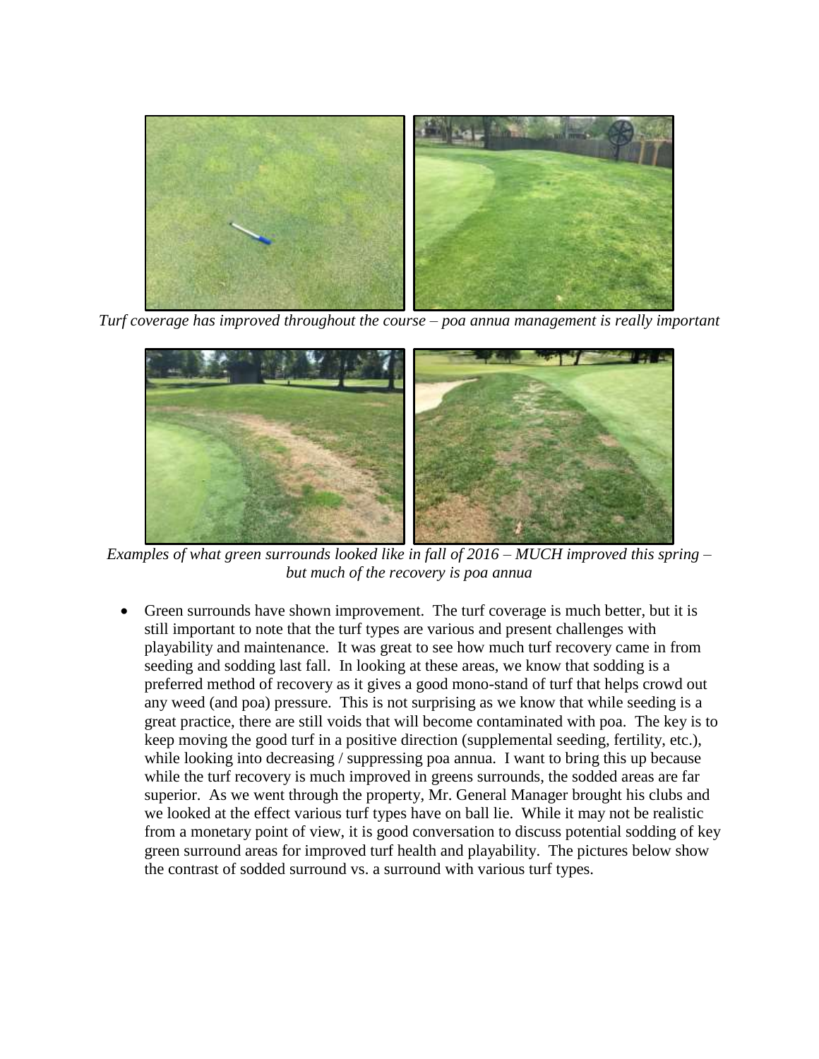*Turf coverage has improved throughout the course – poa annua management is really important*

*Examples of what green surrounds looked like in fall of 2016 – MUCH improved this spring – but much of the recovery is poa annua*

- Green surrounds have shown improvement. The turf coverage is much better, but it is still important to note that the turf types are various and present challenges with playability and maintenance. It was great to see how much turf recovery came in from seeding and sodding last fall. In looking at these areas, we know that sodding is a preferred method of recovery as it gives a good mono-stand of turf that helps crowd out any weed (and poa) pressure. This is not surprising as we know that while seeding is a great practice, there are still voids that will become contaminated with poa. The key is to keep moving the good turf in a positive direction (supplemental seeding, fertility, etc.), while looking into decreasing / suppressing poa annua. I want to bring this up because while the turf recovery is much improved in greens surrounds, the sodded areas are far superior. As we went through the property, Mr. General Manager brought his clubs and we looked at the effect various turf types have on ball lie. While it may not be realistic from a monetary point of view, it is good conversation to discuss potential sodding of key green surround areas for improved turf health and playability. The pictures below show the contrast of sodded surround vs. a surround with various turf types.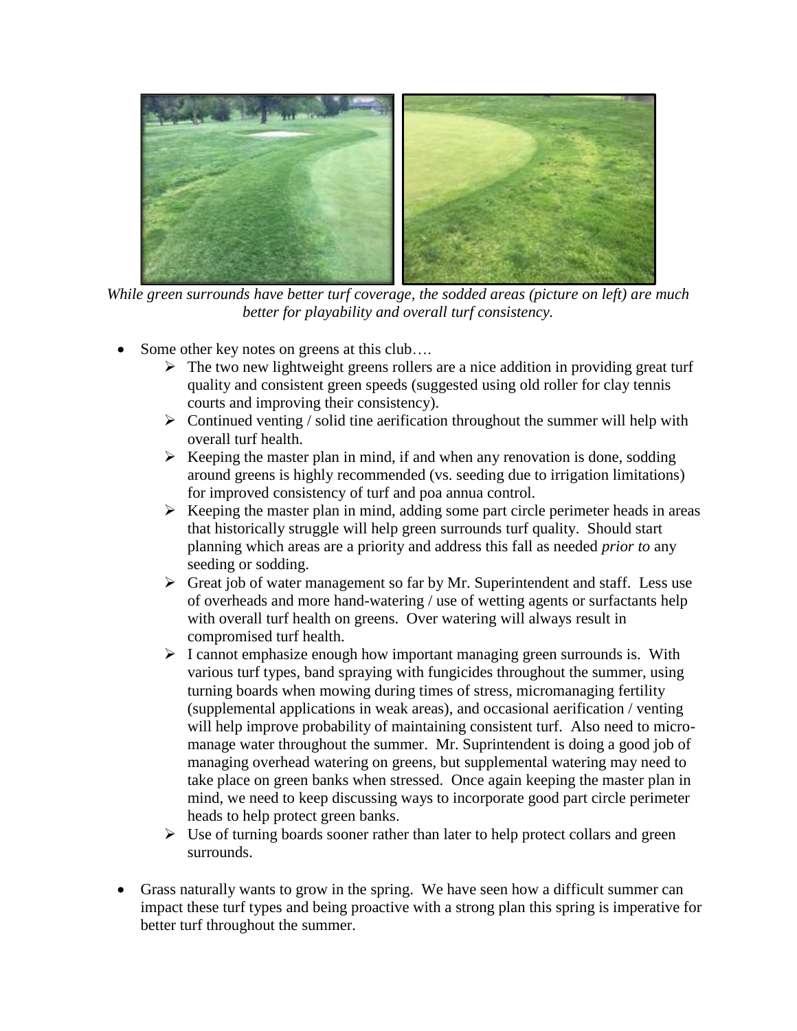*While green surrounds have better turf coverage, the sodded areas (picture on left) are much better for playability and overall turf consistency.*

- Some other key notes on greens at this club….
  - The two new lightweight greens rollers are a nice addition in providing great turf quality and consistent green speeds (suggested using old roller for clay tennis courts and improving their consistency).
  - Continued venting / solid tine aerification throughout the summer will help with overall turf health.
  - Keeping the master plan in mind, if and when any renovation is done, sodding around greens is highly recommended (vs. seeding due to irrigation limitations) for improved consistency of turf and poa annua control.
  - Keeping the master plan in mind, adding some part circle perimeter heads in areas that historically struggle will help green surrounds turf quality. Should start planning which areas are a priority and address this fall as needed *prior to* any seeding or sodding.
  - Great job of water management so far by Mr. Superintendent and staff. Less use of overheads and more hand-watering / use of wetting agents or surfactants help with overall turf health on greens. Over watering will always result in compromised turf health.
  - I cannot emphasize enough how important managing green surrounds is. With various turf types, band spraying with fungicides throughout the summer, using turning boards when mowing during times of stress, micromanaging fertility (supplemental applications in weak areas), and occasional aerification / venting will help improve probability of maintaining consistent turf. Also need to micro-manage water throughout the summer. Mr. Suprintendent is doing a good job of managing overhead watering on greens, but supplemental watering may need to take place on green banks when stressed. Once again keeping the master plan in mind, we need to keep discussing ways to incorporate good part circle perimeter heads to help protect green banks.
  - Use of turning boards sooner rather than later to help protect collars and green surrounds.
- Grass naturally wants to grow in the spring. We have seen how a difficult summer can impact these turf types and being proactive with a strong plan this spring is imperative for better turf throughout the summer.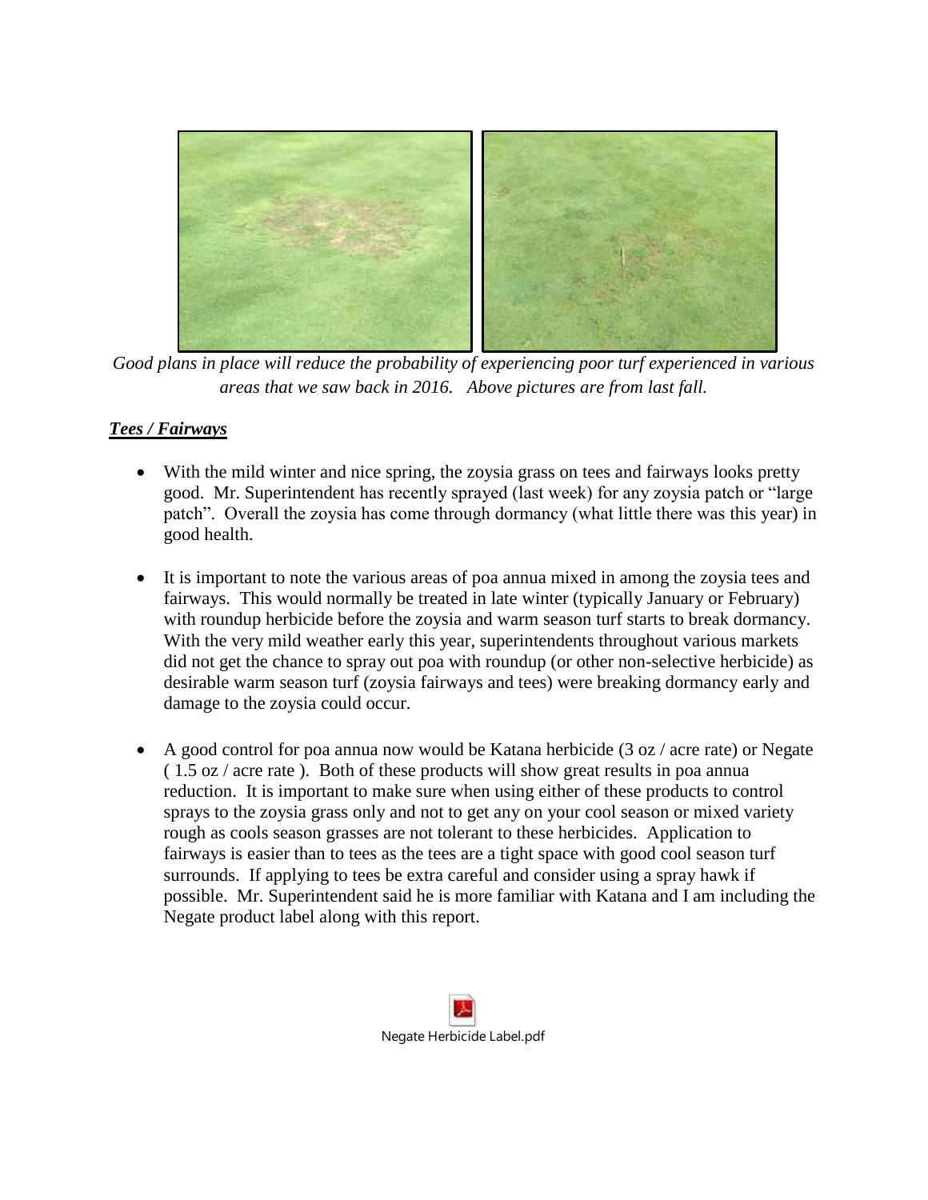*Good plans in place will reduce the probability of experiencing poor turf experienced in various areas that we saw back in 2016. Above pictures are from last fall.*

## ***Tees / Fairways***

- With the mild winter and nice spring, the zoysia grass on tees and fairways looks pretty good. Mr. Superintendent has recently sprayed (last week) for any zoysia patch or "large patch". Overall the zoysia has come through dormancy (what little there was this year) in good health.

- It is important to note the various areas of poa annua mixed in among the zoysia tees and fairways. This would normally be treated in late winter (typically January or February) with roundup herbicide before the zoysia and warm season turf starts to break dormancy. With the very mild weather early this year, superintendents throughout various markets did not get the chance to spray out poa with roundup (or other non-selective herbicide) as desirable warm season turf (zoysia fairways and tees) were breaking dormancy early and damage to the zoysia could occur.

- A good control for poa annua now would be Katana herbicide (3 oz / acre rate) or Negate ( 1.5 oz / acre rate ). Both of these products will show great results in poa annua reduction. It is important to make sure when using either of these products to control sprays to the zoysia grass only and not to get any on your cool season or mixed variety rough as cools season grasses are not tolerant to these herbicides. Application to fairways is easier than to tees as the tees are a tight space with good cool season turf surrounds. If applying to tees be extra careful and consider using a spray hawk if possible. Mr. Superintendent said he is more familiar with Katana and I am including the Negate product label along with this report.

Negate Herbicide Label.pdf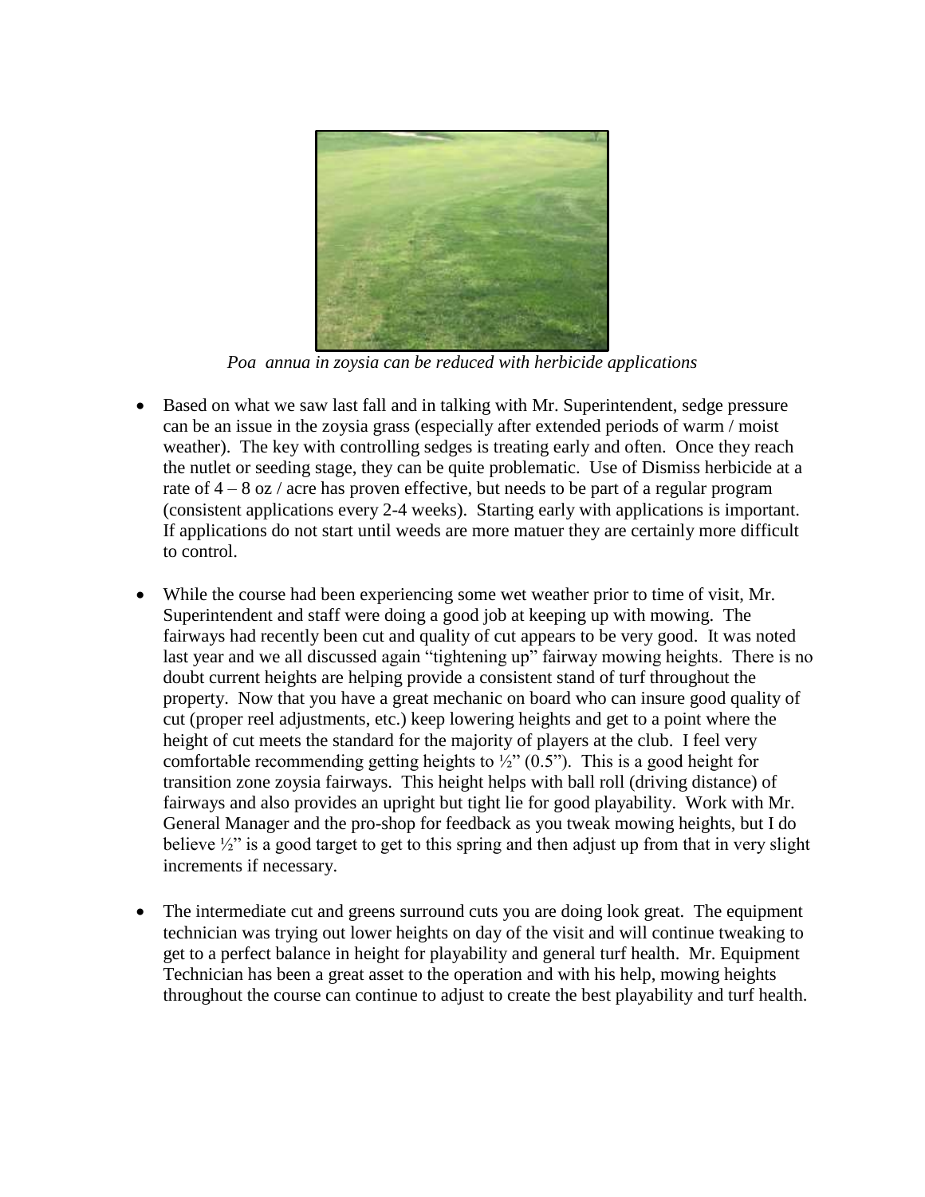*Poa annua in zoysia can be reduced with herbicide applications*

- Based on what we saw last fall and in talking with Mr. Superintendent, sedge pressure can be an issue in the zoysia grass (especially after extended periods of warm / moist weather). The key with controlling sedges is treating early and often. Once they reach the nutlet or seeding stage, they can be quite problematic. Use of Dismiss herbicide at a rate of 4 – 8 oz / acre has proven effective, but needs to be part of a regular program (consistent applications every 2-4 weeks). Starting early with applications is important. If applications do not start until weeds are more matuer they are certainly more difficult to control.

- While the course had been experiencing some wet weather prior to time of visit, Mr. Superintendent and staff were doing a good job at keeping up with mowing. The fairways had recently been cut and quality of cut appears to be very good. It was noted last year and we all discussed again "tightening up" fairway mowing heights. There is no doubt current heights are helping provide a consistent stand of turf throughout the property. Now that you have a great mechanic on board who can insure good quality of cut (proper reel adjustments, etc.) keep lowering heights and get to a point where the height of cut meets the standard for the majority of players at the club. I feel very comfortable recommending getting heights to ½" (0.5"). This is a good height for transition zone zoysia fairways. This height helps with ball roll (driving distance) of fairways and also provides an upright but tight lie for good playability. Work with Mr. General Manager and the pro-shop for feedback as you tweak mowing heights, but I do believe ½" is a good target to get to this spring and then adjust up from that in very slight increments if necessary.

- The intermediate cut and greens surround cuts you are doing look great. The equipment technician was trying out lower heights on day of the visit and will continue tweaking to get to a perfect balance in height for playability and general turf health. Mr. Equipment Technician has been a great asset to the operation and with his help, mowing heights throughout the course can continue to adjust to create the best playability and turf health.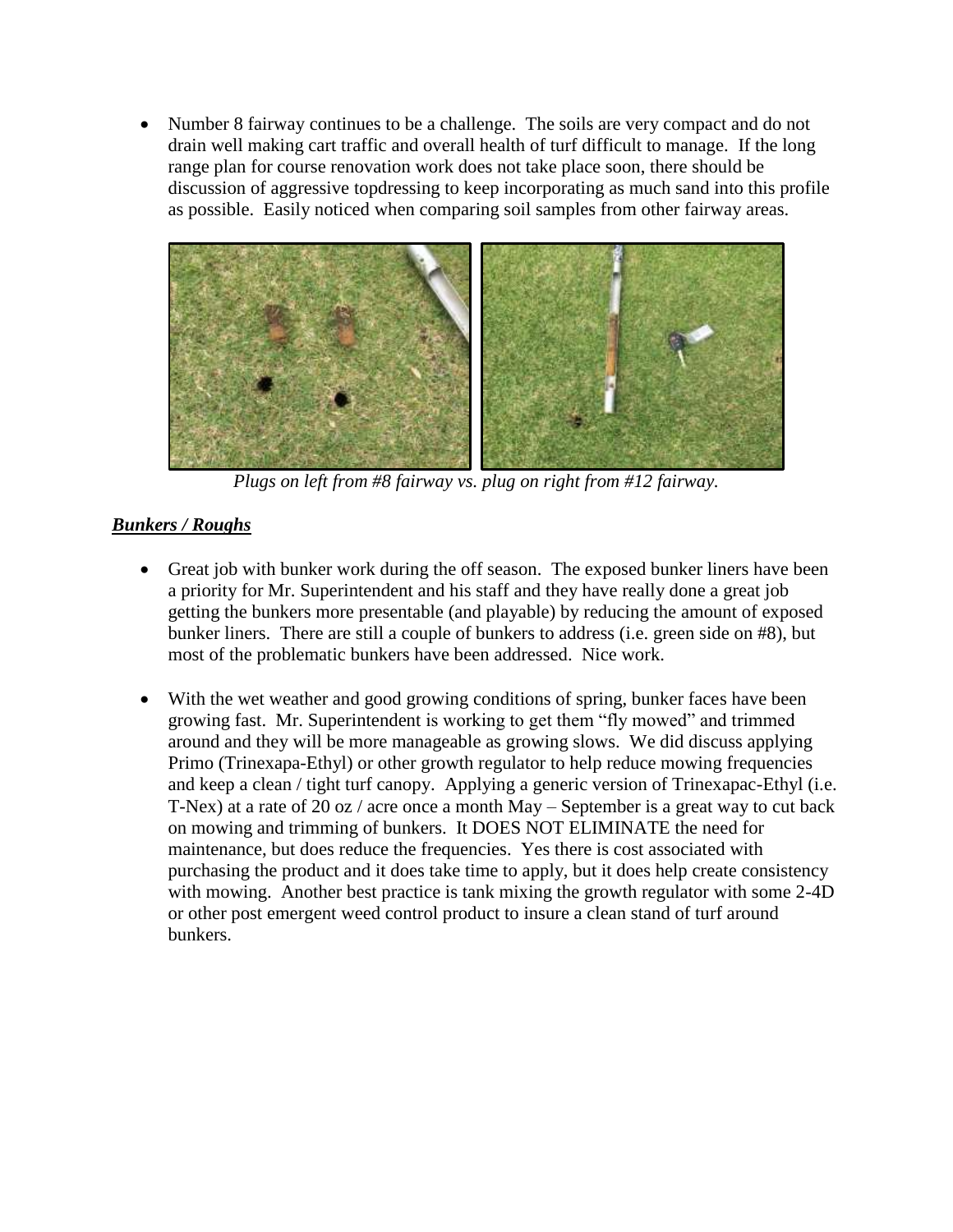- Number 8 fairway continues to be a challenge. The soils are very compact and do not drain well making cart traffic and overall health of turf difficult to manage. If the long range plan for course renovation work does not take place soon, there should be discussion of aggressive topdressing to keep incorporating as much sand into this profile as possible. Easily noticed when comparing soil samples from other fairway areas.

*Plugs on left from #8 fairway vs. plug on right from #12 fairway.*

### ***Bunkers / Roughs***

- Great job with bunker work during the off season. The exposed bunker liners have been a priority for Mr. Superintendent and his staff and they have really done a great job getting the bunkers more presentable (and playable) by reducing the amount of exposed bunker liners. There are still a couple of bunkers to address (i.e. green side on #8), but most of the problematic bunkers have been addressed. Nice work.

- With the wet weather and good growing conditions of spring, bunker faces have been growing fast. Mr. Superintendent is working to get them "fly mowed" and trimmed around and they will be more manageable as growing slows. We did discuss applying Primo (Trinexapa-Ethyl) or other growth regulator to help reduce mowing frequencies and keep a clean / tight turf canopy. Applying a generic version of Trinexapac-Ethyl (i.e. T-Nex) at a rate of 20 oz / acre once a month May – September is a great way to cut back on mowing and trimming of bunkers. It DOES NOT ELIMINATE the need for maintenance, but does reduce the frequencies. Yes there is cost associated with purchasing the product and it does take time to apply, but it does help create consistency with mowing. Another best practice is tank mixing the growth regulator with some 2-4D or other post emergent weed control product to insure a clean stand of turf around bunkers.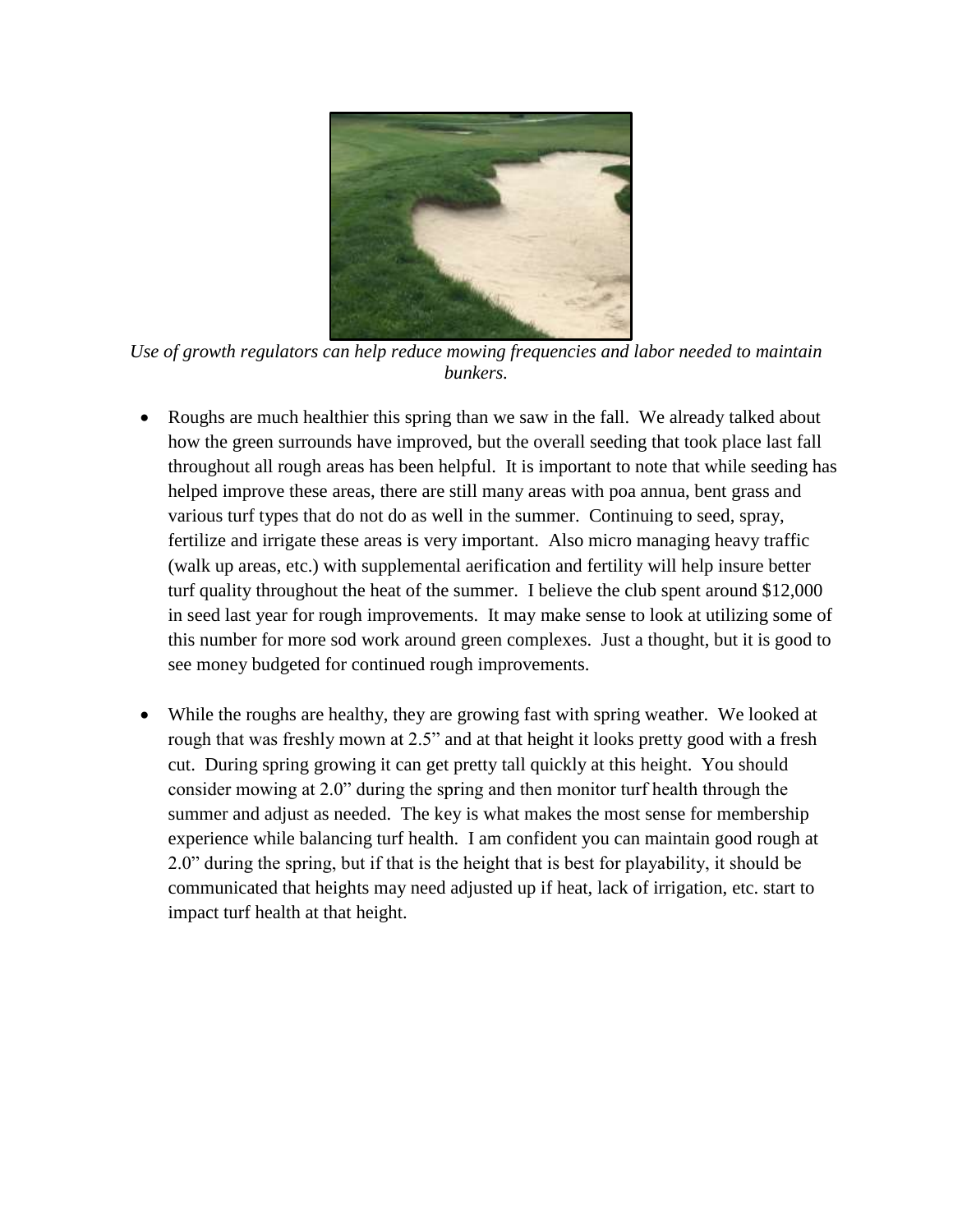*Use of growth regulators can help reduce mowing frequencies and labor needed to maintain bunkers.*

- Roughs are much healthier this spring than we saw in the fall. We already talked about how the green surrounds have improved, but the overall seeding that took place last fall throughout all rough areas has been helpful. It is important to note that while seeding has helped improve these areas, there are still many areas with poa annua, bent grass and various turf types that do not do as well in the summer. Continuing to seed, spray, fertilize and irrigate these areas is very important. Also micro managing heavy traffic (walk up areas, etc.) with supplemental aerification and fertility will help insure better turf quality throughout the heat of the summer. I believe the club spent around $12,000 in seed last year for rough improvements. It may make sense to look at utilizing some of this number for more sod work around green complexes. Just a thought, but it is good to see money budgeted for continued rough improvements.

- While the roughs are healthy, they are growing fast with spring weather. We looked at rough that was freshly mown at 2.5" and at that height it looks pretty good with a fresh cut. During spring growing it can get pretty tall quickly at this height. You should consider mowing at 2.0" during the spring and then monitor turf health through the summer and adjust as needed. The key is what makes the most sense for membership experience while balancing turf health. I am confident you can maintain good rough at 2.0" during the spring, but if that is the height that is best for playability, it should be communicated that heights may need adjusted up if heat, lack of irrigation, etc. start to impact turf health at that height.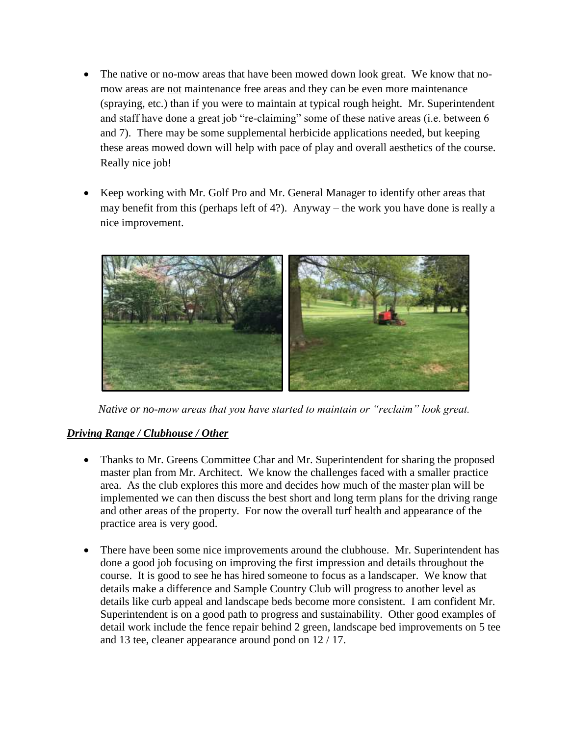- The native or no-mow areas that have been mowed down look great. We know that no-mow areas are not maintenance free areas and they can be even more maintenance (spraying, etc.) than if you were to maintain at typical rough height. Mr. Superintendent and staff have done a great job "re-claiming" some of these native areas (i.e. between 6 and 7). There may be some supplemental herbicide applications needed, but keeping these areas mowed down will help with pace of play and overall aesthetics of the course. Really nice job!

- Keep working with Mr. Golf Pro and Mr. General Manager to identify other areas that may benefit from this (perhaps left of 4?). Anyway – the work you have done is really a nice improvement.

*Native or no-mow areas that you have started to maintain or "reclaim" look great.*

### ***Driving Range / Clubhouse / Other***

- Thanks to Mr. Greens Committee Char and Mr. Superintendent for sharing the proposed master plan from Mr. Architect. We know the challenges faced with a smaller practice area. As the club explores this more and decides how much of the master plan will be implemented we can then discuss the best short and long term plans for the driving range and other areas of the property. For now the overall turf health and appearance of the practice area is very good.

- There have been some nice improvements around the clubhouse. Mr. Superintendent has done a good job focusing on improving the first impression and details throughout the course. It is good to see he has hired someone to focus as a landscaper. We know that details make a difference and Sample Country Club will progress to another level as details like curb appeal and landscape beds become more consistent. I am confident Mr. Superintendent is on a good path to progress and sustainability. Other good examples of detail work include the fence repair behind 2 green, landscape bed improvements on 5 tee and 13 tee, cleaner appearance around pond on 12 / 17.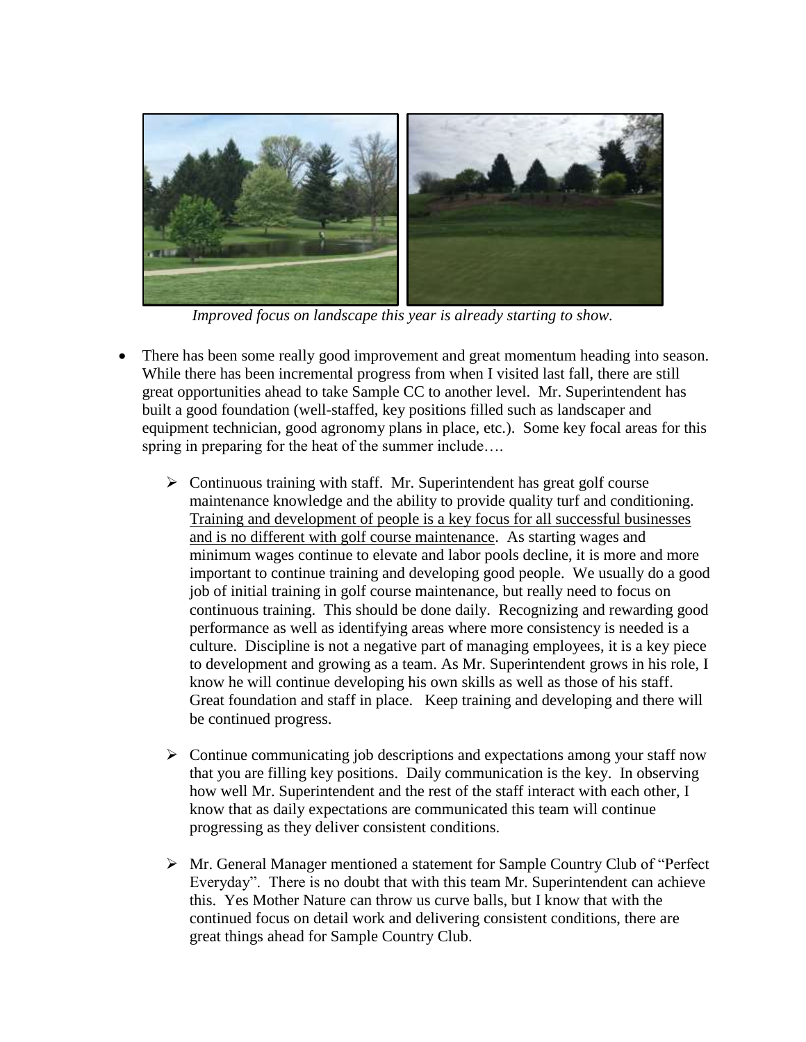*Improved focus on landscape this year is already starting to show.*

- There has been some really good improvement and great momentum heading into season. While there has been incremental progress from when I visited last fall, there are still great opportunities ahead to take Sample CC to another level. Mr. Superintendent has built a good foundation (well-staffed, key positions filled such as landscaper and equipment technician, good agronomy plans in place, etc.). Some key focal areas for this spring in preparing for the heat of the summer include….

    - Continuous training with staff. Mr. Superintendent has great golf course maintenance knowledge and the ability to provide quality turf and conditioning. <u>Training and development of people is a key focus for all successful businesses and is no different with golf course maintenance</u>. As starting wages and minimum wages continue to elevate and labor pools decline, it is more and more important to continue training and developing good people. We usually do a good job of initial training in golf course maintenance, but really need to focus on continuous training. This should be done daily. Recognizing and rewarding good performance as well as identifying areas where more consistency is needed is a culture. Discipline is not a negative part of managing employees, it is a key piece to development and growing as a team. As Mr. Superintendent grows in his role, I know he will continue developing his own skills as well as those of his staff. Great foundation and staff in place. Keep training and developing and there will be continued progress.

    - Continue communicating job descriptions and expectations among your staff now that you are filling key positions. Daily communication is the key. In observing how well Mr. Superintendent and the rest of the staff interact with each other, I know that as daily expectations are communicated this team will continue progressing as they deliver consistent conditions.

    - Mr. General Manager mentioned a statement for Sample Country Club of "Perfect Everyday". There is no doubt that with this team Mr. Superintendent can achieve this. Yes Mother Nature can throw us curve balls, but I know that with the continued focus on detail work and delivering consistent conditions, there are great things ahead for Sample Country Club.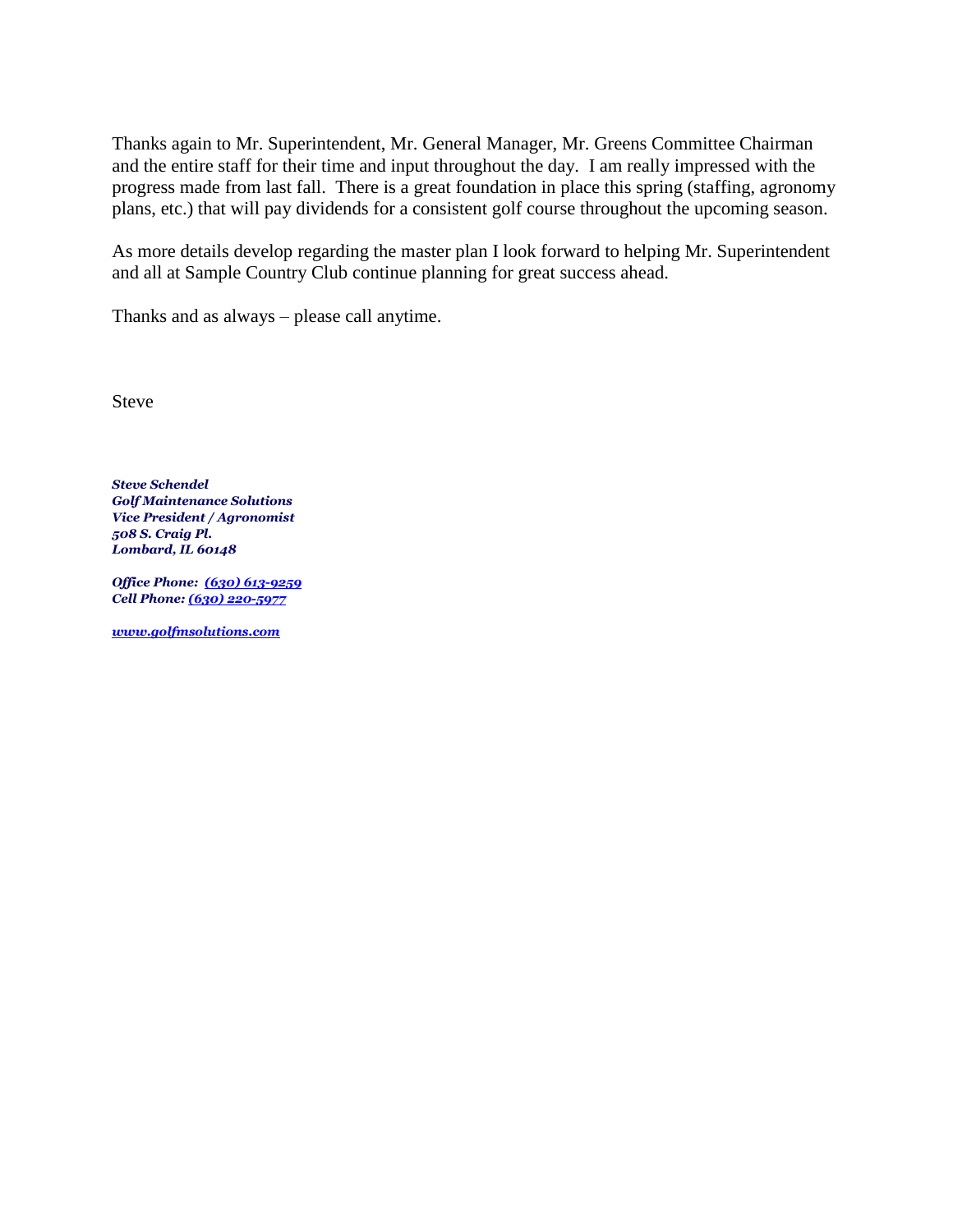Thanks again to Mr. Superintendent, Mr. General Manager, Mr. Greens Committee Chairman and the entire staff for their time and input throughout the day.  I am really impressed with the progress made from last fall.  There is a great foundation in place this spring (staffing, agronomy plans, etc.) that will pay dividends for a consistent golf course throughout the upcoming season.

As more details develop regarding the master plan I look forward to helping Mr. Superintendent and all at Sample Country Club continue planning for great success ahead.

Thanks and as always – please call anytime.

Steve

***Steve Schendel***
***Golf Maintenance Solutions***
***Vice President / Agronomist***
***508 S. Craig Pl.***
***Lombard, IL 60148***

***Office Phone: (630) 613-9259***
***Cell Phone: (630) 220-5977***

***www.golfmsolutions.com***